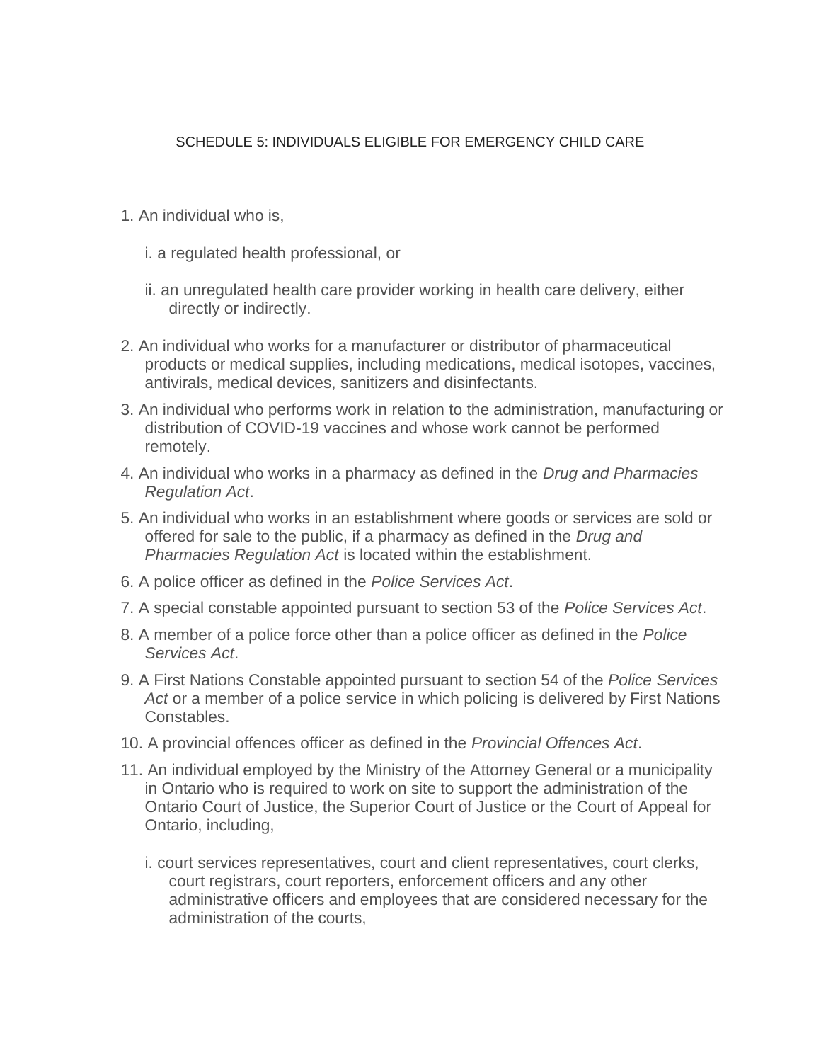# SCHEDULE 5: INDIVIDUALS ELIGIBLE FOR EMERGENCY CHILD CARE

1. An individual who is,

   i. a regulated health professional, or

   ii. an unregulated health care provider working in health care delivery, either directly or indirectly.

2. An individual who works for a manufacturer or distributor of pharmaceutical products or medical supplies, including medications, medical isotopes, vaccines, antivirals, medical devices, sanitizers and disinfectants.

3. An individual who performs work in relation to the administration, manufacturing or distribution of COVID-19 vaccines and whose work cannot be performed remotely.

4. An individual who works in a pharmacy as defined in the *Drug and Pharmacies Regulation Act*.

5. An individual who works in an establishment where goods or services are sold or offered for sale to the public, if a pharmacy as defined in the *Drug and Pharmacies Regulation Act* is located within the establishment.

6. A police officer as defined in the *Police Services Act*.

7. A special constable appointed pursuant to section 53 of the *Police Services Act*.

8. A member of a police force other than a police officer as defined in the *Police Services Act*.

9. A First Nations Constable appointed pursuant to section 54 of the *Police Services Act* or a member of a police service in which policing is delivered by First Nations Constables.

10. A provincial offences officer as defined in the *Provincial Offences Act*.

11. An individual employed by the Ministry of the Attorney General or a municipality in Ontario who is required to work on site to support the administration of the Ontario Court of Justice, the Superior Court of Justice or the Court of Appeal for Ontario, including,

    i. court services representatives, court and client representatives, court clerks, court registrars, court reporters, enforcement officers and any other administrative officers and employees that are considered necessary for the administration of the courts,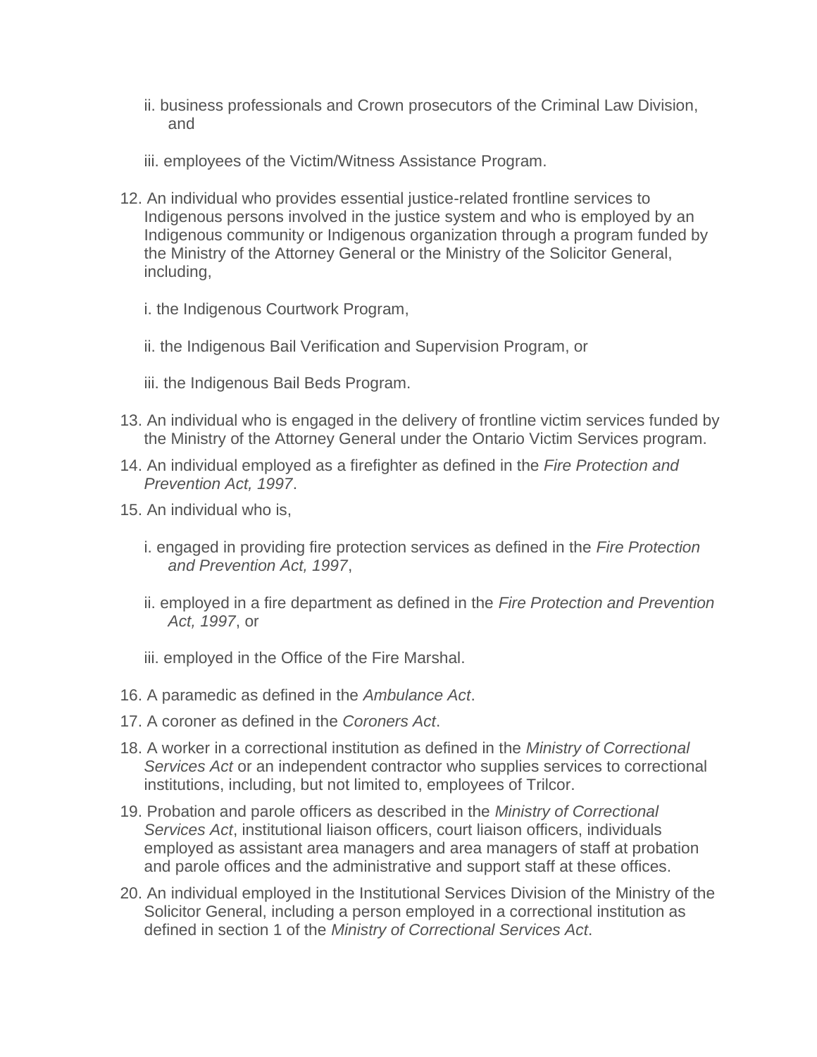ii. business professionals and Crown prosecutors of the Criminal Law Division, and

   iii. employees of the Victim/Witness Assistance Program.

12. An individual who provides essential justice-related frontline services to Indigenous persons involved in the justice system and who is employed by an Indigenous community or Indigenous organization through a program funded by the Ministry of the Attorney General or the Ministry of the Solicitor General, including,

   i. the Indigenous Courtwork Program,

   ii. the Indigenous Bail Verification and Supervision Program, or

   iii. the Indigenous Bail Beds Program.

13. An individual who is engaged in the delivery of frontline victim services funded by the Ministry of the Attorney General under the Ontario Victim Services program.

14. An individual employed as a firefighter as defined in the *Fire Protection and Prevention Act, 1997*.

15. An individual who is,

   i. engaged in providing fire protection services as defined in the *Fire Protection and Prevention Act, 1997*,

   ii. employed in a fire department as defined in the *Fire Protection and Prevention Act, 1997*, or

   iii. employed in the Office of the Fire Marshal.

16. A paramedic as defined in the *Ambulance Act*.

17. A coroner as defined in the *Coroners Act*.

18. A worker in a correctional institution as defined in the *Ministry of Correctional Services Act* or an independent contractor who supplies services to correctional institutions, including, but not limited to, employees of Trilcor.

19. Probation and parole officers as described in the *Ministry of Correctional Services Act*, institutional liaison officers, court liaison officers, individuals employed as assistant area managers and area managers of staff at probation and parole offices and the administrative and support staff at these offices.

20. An individual employed in the Institutional Services Division of the Ministry of the Solicitor General, including a person employed in a correctional institution as defined in section 1 of the *Ministry of Correctional Services Act*.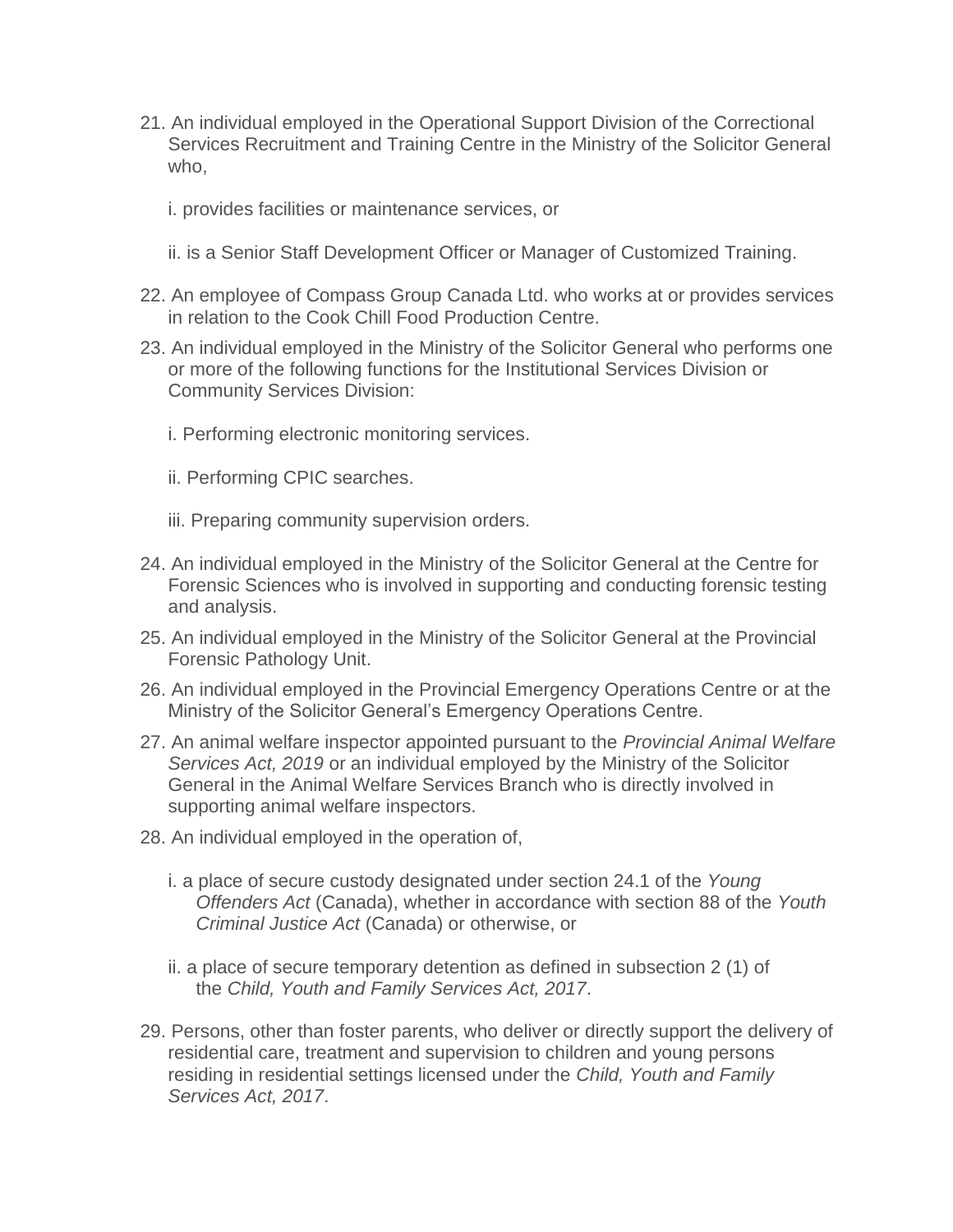21. An individual employed in the Operational Support Division of the Correctional Services Recruitment and Training Centre in the Ministry of the Solicitor General who,

    i. provides facilities or maintenance services, or

    ii. is a Senior Staff Development Officer or Manager of Customized Training.

22. An employee of Compass Group Canada Ltd. who works at or provides services in relation to the Cook Chill Food Production Centre.

23. An individual employed in the Ministry of the Solicitor General who performs one or more of the following functions for the Institutional Services Division or Community Services Division:

    i. Performing electronic monitoring services.

    ii. Performing CPIC searches.

    iii. Preparing community supervision orders.

24. An individual employed in the Ministry of the Solicitor General at the Centre for Forensic Sciences who is involved in supporting and conducting forensic testing and analysis.

25. An individual employed in the Ministry of the Solicitor General at the Provincial Forensic Pathology Unit.

26. An individual employed in the Provincial Emergency Operations Centre or at the Ministry of the Solicitor General's Emergency Operations Centre.

27. An animal welfare inspector appointed pursuant to the *Provincial Animal Welfare Services Act, 2019* or an individual employed by the Ministry of the Solicitor General in the Animal Welfare Services Branch who is directly involved in supporting animal welfare inspectors.

28. An individual employed in the operation of,

    i. a place of secure custody designated under section 24.1 of the *Young Offenders Act* (Canada), whether in accordance with section 88 of the *Youth Criminal Justice Act* (Canada) or otherwise, or

    ii. a place of secure temporary detention as defined in subsection 2 (1) of the *Child, Youth and Family Services Act, 2017*.

29. Persons, other than foster parents, who deliver or directly support the delivery of residential care, treatment and supervision to children and young persons residing in residential settings licensed under the *Child, Youth and Family Services Act, 2017*.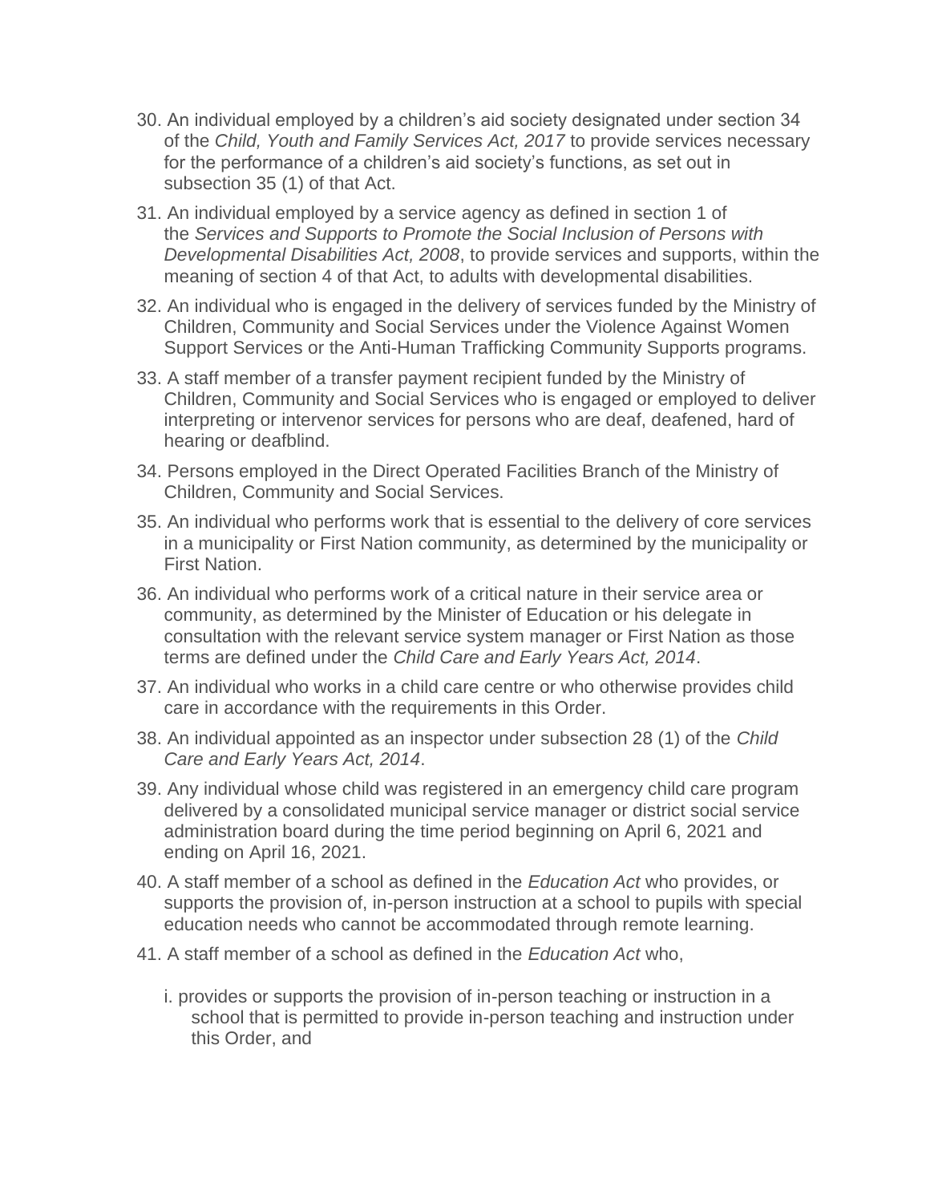30. An individual employed by a children's aid society designated under section 34 of the *Child, Youth and Family Services Act, 2017* to provide services necessary for the performance of a children's aid society's functions, as set out in subsection 35 (1) of that Act.

31. An individual employed by a service agency as defined in section 1 of the *Services and Supports to Promote the Social Inclusion of Persons with Developmental Disabilities Act, 2008*, to provide services and supports, within the meaning of section 4 of that Act, to adults with developmental disabilities.

32. An individual who is engaged in the delivery of services funded by the Ministry of Children, Community and Social Services under the Violence Against Women Support Services or the Anti-Human Trafficking Community Supports programs.

33. A staff member of a transfer payment recipient funded by the Ministry of Children, Community and Social Services who is engaged or employed to deliver interpreting or intervenor services for persons who are deaf, deafened, hard of hearing or deafblind.

34. Persons employed in the Direct Operated Facilities Branch of the Ministry of Children, Community and Social Services.

35. An individual who performs work that is essential to the delivery of core services in a municipality or First Nation community, as determined by the municipality or First Nation.

36. An individual who performs work of a critical nature in their service area or community, as determined by the Minister of Education or his delegate in consultation with the relevant service system manager or First Nation as those terms are defined under the *Child Care and Early Years Act, 2014*.

37. An individual who works in a child care centre or who otherwise provides child care in accordance with the requirements in this Order.

38. An individual appointed as an inspector under subsection 28 (1) of the *Child Care and Early Years Act, 2014*.

39. Any individual whose child was registered in an emergency child care program delivered by a consolidated municipal service manager or district social service administration board during the time period beginning on April 6, 2021 and ending on April 16, 2021.

40. A staff member of a school as defined in the *Education Act* who provides, or supports the provision of, in-person instruction at a school to pupils with special education needs who cannot be accommodated through remote learning.

41. A staff member of a school as defined in the *Education Act* who,

    i. provides or supports the provision of in-person teaching or instruction in a school that is permitted to provide in-person teaching and instruction under this Order, and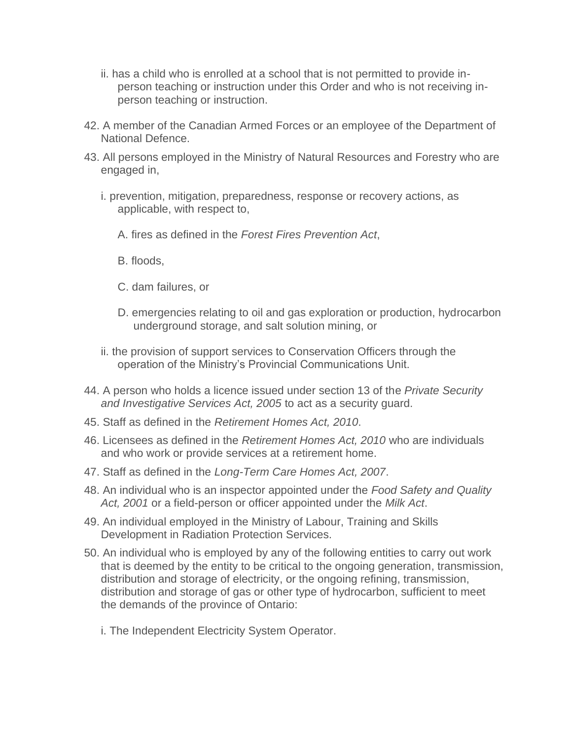ii. has a child who is enrolled at a school that is not permitted to provide in-person teaching or instruction under this Order and who is not receiving in-person teaching or instruction.

42. A member of the Canadian Armed Forces or an employee of the Department of National Defence.

43. All persons employed in the Ministry of Natural Resources and Forestry who are engaged in,

    i. prevention, mitigation, preparedness, response or recovery actions, as applicable, with respect to,

        A. fires as defined in the *Forest Fires Prevention Act*,

        B. floods,

        C. dam failures, or

        D. emergencies relating to oil and gas exploration or production, hydrocarbon underground storage, and salt solution mining, or

    ii. the provision of support services to Conservation Officers through the operation of the Ministry's Provincial Communications Unit.

44. A person who holds a licence issued under section 13 of the *Private Security and Investigative Services Act, 2005* to act as a security guard.

45. Staff as defined in the *Retirement Homes Act, 2010*.

46. Licensees as defined in the *Retirement Homes Act, 2010* who are individuals and who work or provide services at a retirement home.

47. Staff as defined in the *Long-Term Care Homes Act, 2007*.

48. An individual who is an inspector appointed under the *Food Safety and Quality Act, 2001* or a field-person or officer appointed under the *Milk Act*.

49. An individual employed in the Ministry of Labour, Training and Skills Development in Radiation Protection Services.

50. An individual who is employed by any of the following entities to carry out work that is deemed by the entity to be critical to the ongoing generation, transmission, distribution and storage of electricity, or the ongoing refining, transmission, distribution and storage of gas or other type of hydrocarbon, sufficient to meet the demands of the province of Ontario:

    i. The Independent Electricity System Operator.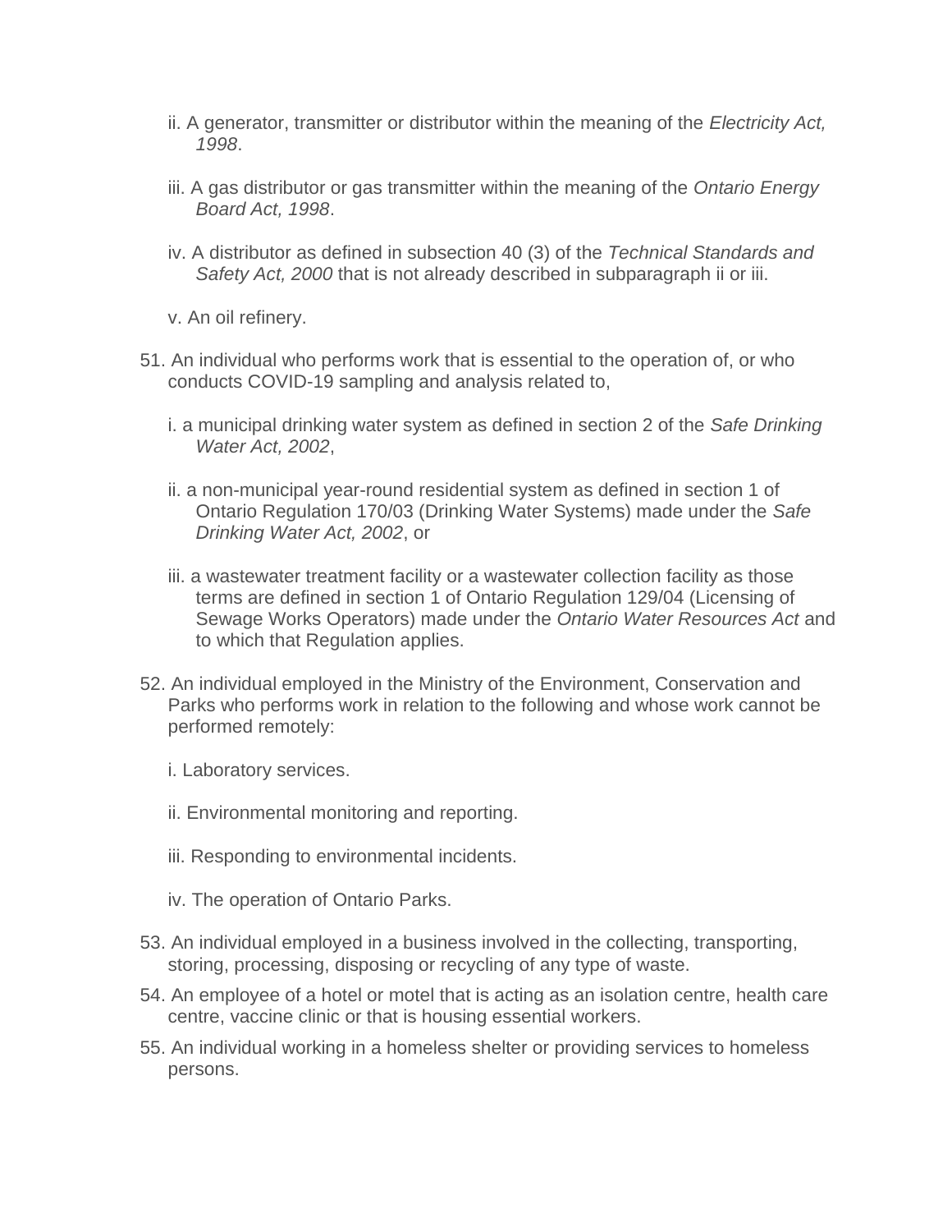ii. A generator, transmitter or distributor within the meaning of the *Electricity Act, 1998*.

iii. A gas distributor or gas transmitter within the meaning of the *Ontario Energy Board Act, 1998*.

iv. A distributor as defined in subsection 40 (3) of the *Technical Standards and Safety Act, 2000* that is not already described in subparagraph ii or iii.

v. An oil refinery.

51. An individual who performs work that is essential to the operation of, or who conducts COVID-19 sampling and analysis related to,

   i. a municipal drinking water system as defined in section 2 of the *Safe Drinking Water Act, 2002*,

   ii. a non-municipal year-round residential system as defined in section 1 of Ontario Regulation 170/03 (Drinking Water Systems) made under the *Safe Drinking Water Act, 2002*, or

   iii. a wastewater treatment facility or a wastewater collection facility as those terms are defined in section 1 of Ontario Regulation 129/04 (Licensing of Sewage Works Operators) made under the *Ontario Water Resources Act* and to which that Regulation applies.

52. An individual employed in the Ministry of the Environment, Conservation and Parks who performs work in relation to the following and whose work cannot be performed remotely:

   i. Laboratory services.

   ii. Environmental monitoring and reporting.

   iii. Responding to environmental incidents.

   iv. The operation of Ontario Parks.

53. An individual employed in a business involved in the collecting, transporting, storing, processing, disposing or recycling of any type of waste.

54. An employee of a hotel or motel that is acting as an isolation centre, health care centre, vaccine clinic or that is housing essential workers.

55. An individual working in a homeless shelter or providing services to homeless persons.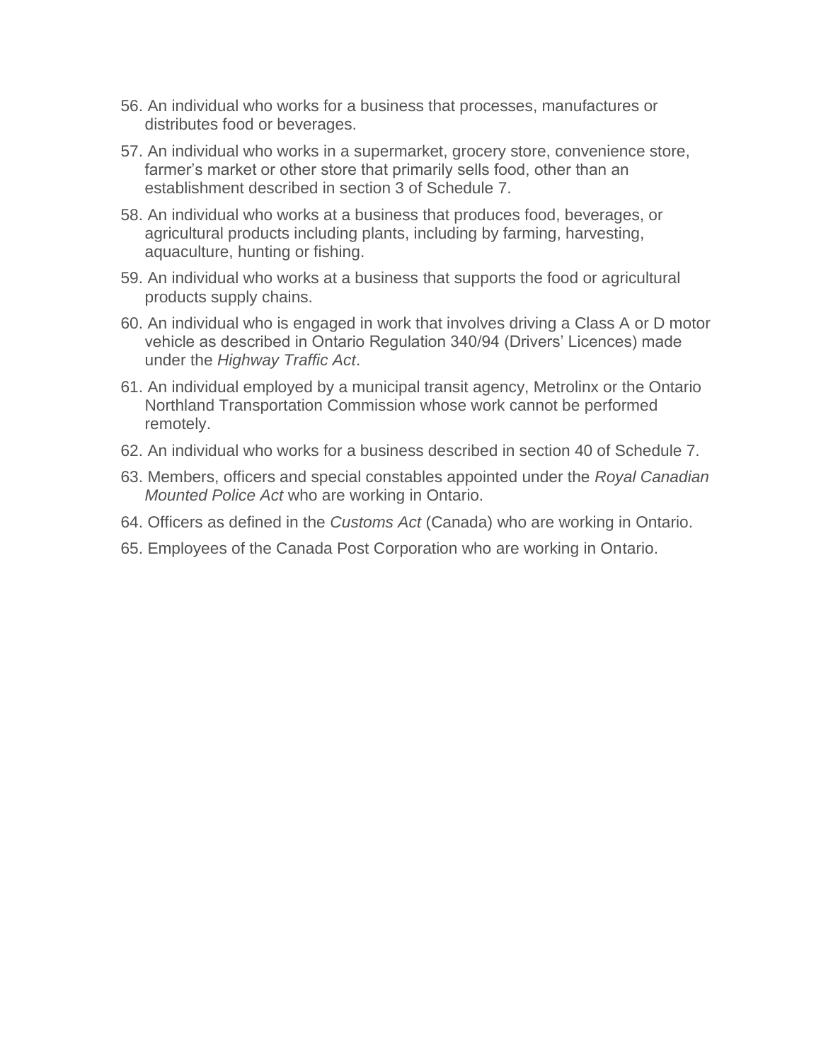56. An individual who works for a business that processes, manufactures or distributes food or beverages.

57. An individual who works in a supermarket, grocery store, convenience store, farmer's market or other store that primarily sells food, other than an establishment described in section 3 of Schedule 7.

58. An individual who works at a business that produces food, beverages, or agricultural products including plants, including by farming, harvesting, aquaculture, hunting or fishing.

59. An individual who works at a business that supports the food or agricultural products supply chains.

60. An individual who is engaged in work that involves driving a Class A or D motor vehicle as described in Ontario Regulation 340/94 (Drivers' Licences) made under the *Highway Traffic Act*.

61. An individual employed by a municipal transit agency, Metrolinx or the Ontario Northland Transportation Commission whose work cannot be performed remotely.

62. An individual who works for a business described in section 40 of Schedule 7.

63. Members, officers and special constables appointed under the *Royal Canadian Mounted Police Act* who are working in Ontario.

64. Officers as defined in the *Customs Act* (Canada) who are working in Ontario.

65. Employees of the Canada Post Corporation who are working in Ontario.